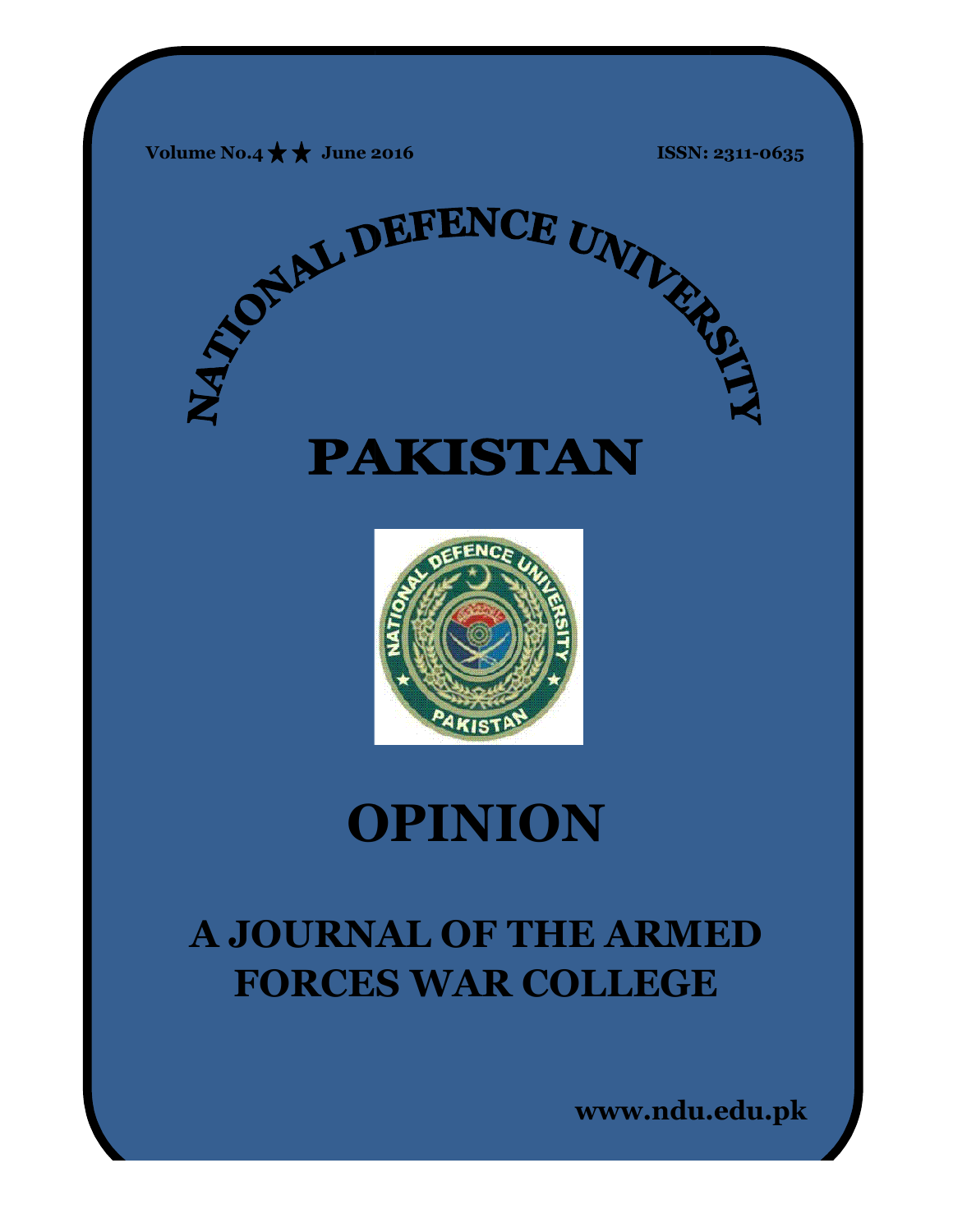Volume No.4 ★★ June 2016 ISSN: 2311-0635

# NATIONAL DEFENCE UNIVERSITY

# PAKISTAN

# OPINION

## A JOURNAL OF THE ARMED FORCES WAR COLLEGE

www.ndu.edu.pk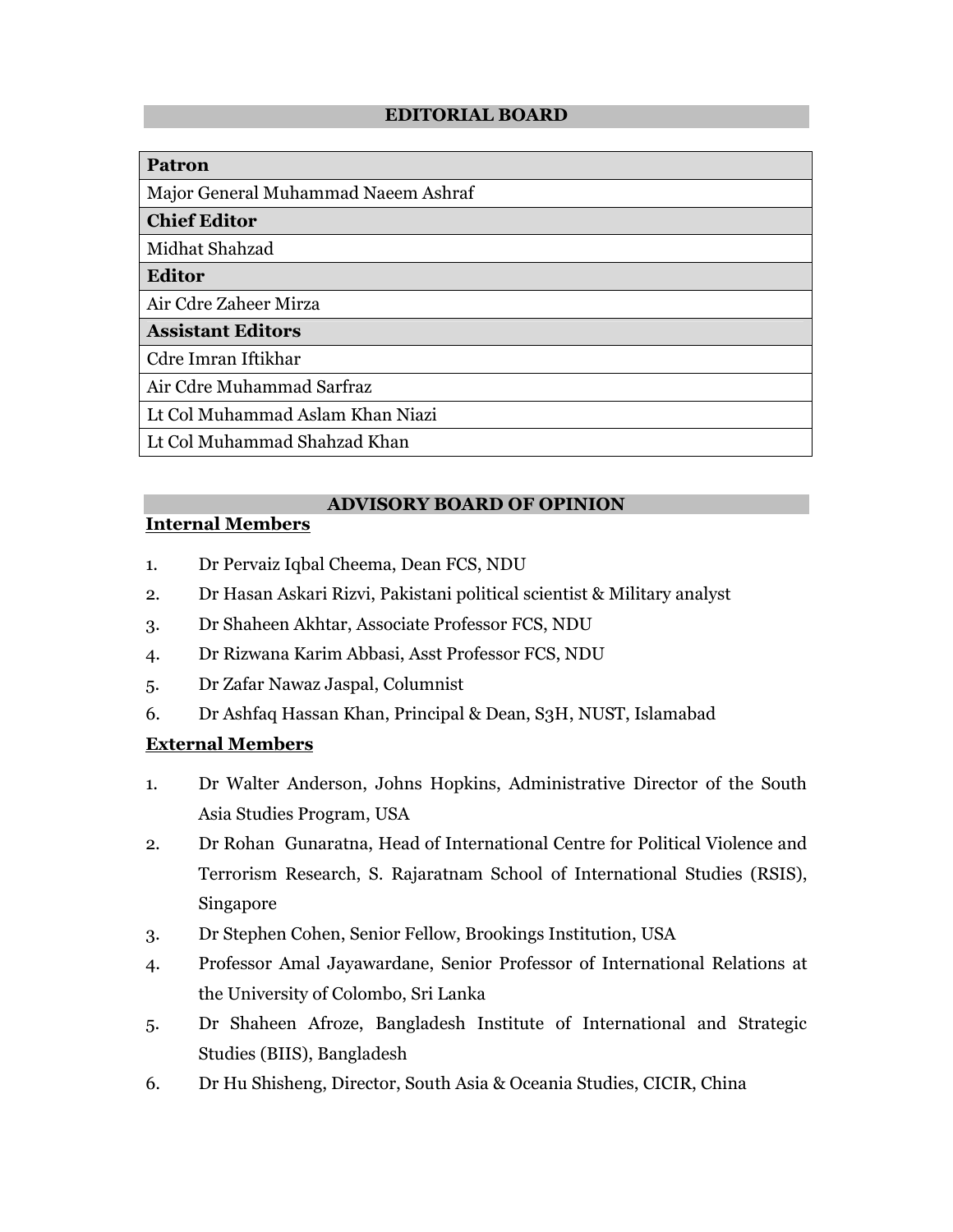## EDITORIAL BOARD

| Patron |
|---|
| Major General Muhammad Naeem Ashraf |
| **Chief Editor** |
| Midhat Shahzad |
| **Editor** |
| Air Cdre Zaheer Mirza |
| **Assistant Editors** |
| Cdre Imran Iftikhar |
| Air Cdre Muhammad Sarfraz |
| Lt Col Muhammad Aslam Khan Niazi |
| Lt Col Muhammad Shahzad Khan |

## ADVISORY BOARD OF OPINION

### Internal Members

1. Dr Pervaiz Iqbal Cheema, Dean FCS, NDU
2. Dr Hasan Askari Rizvi, Pakistani political scientist & Military analyst
3. Dr Shaheen Akhtar, Associate Professor FCS, NDU
4. Dr Rizwana Karim Abbasi, Asst Professor FCS, NDU
5. Dr Zafar Nawaz Jaspal, Columnist
6. Dr Ashfaq Hassan Khan, Principal & Dean, S3H, NUST, Islamabad

### External Members

1. Dr Walter Anderson, Johns Hopkins, Administrative Director of the South Asia Studies Program, USA
2. Dr Rohan Gunaratna, Head of International Centre for Political Violence and Terrorism Research, S. Rajaratnam School of International Studies (RSIS), Singapore
3. Dr Stephen Cohen, Senior Fellow, Brookings Institution, USA
4. Professor Amal Jayawardane, Senior Professor of International Relations at the University of Colombo, Sri Lanka
5. Dr Shaheen Afroze, Bangladesh Institute of International and Strategic Studies (BIIS), Bangladesh
6. Dr Hu Shisheng, Director, South Asia & Oceania Studies, CICIR, China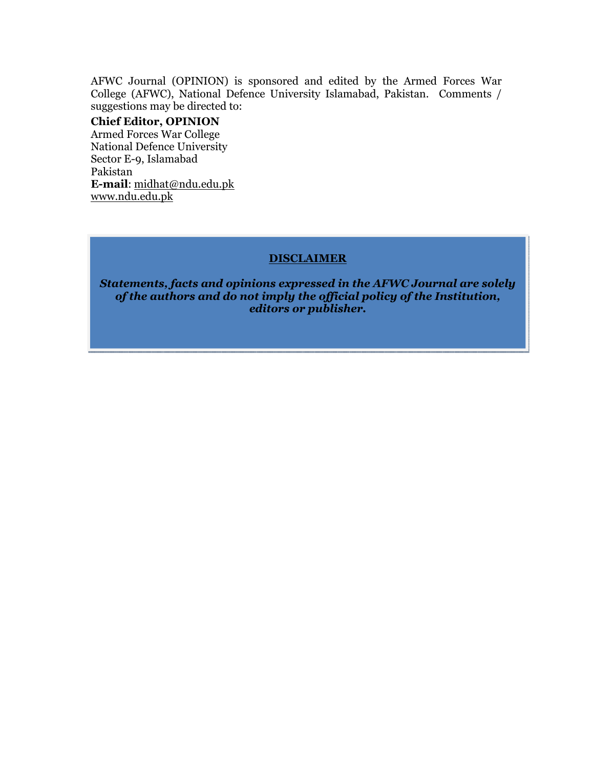AFWC Journal (OPINION) is sponsored and edited by the Armed Forces War College (AFWC), National Defence University Islamabad, Pakistan. Comments / suggestions may be directed to:

**Chief Editor, OPINION**
Armed Forces War College
National Defence University
Sector E-9, Islamabad
Pakistan
**E-mail**: midhat@ndu.edu.pk
www.ndu.edu.pk

**DISCLAIMER**

***Statements, facts and opinions expressed in the AFWC Journal are solely of the authors and do not imply the official policy of the Institution, editors or publisher.***